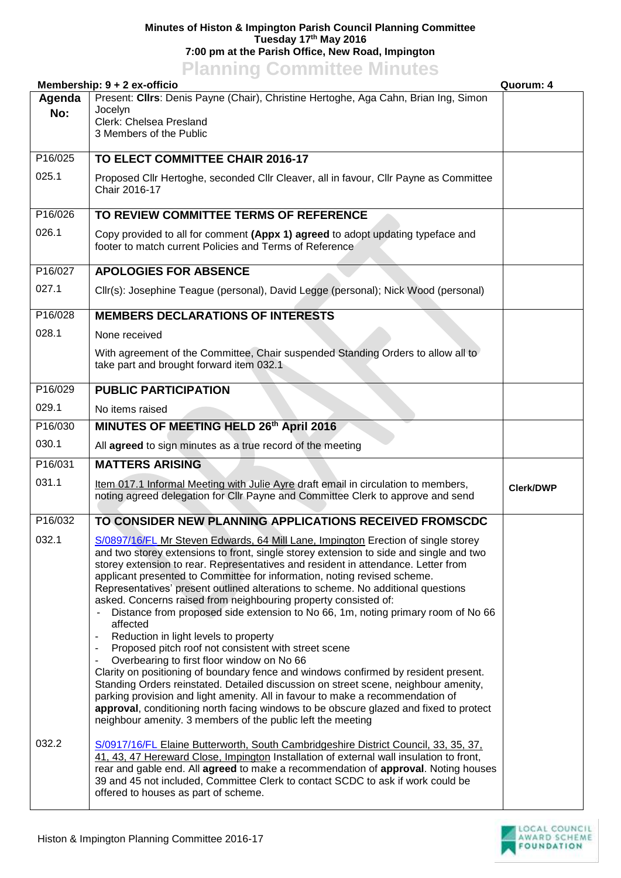**Minutes of Histon & Impington Parish Council Planning Committee**
**Tuesday 17th May 2016**
**7:00 pm at the Parish Office, New Road, Impington**

# Planning Committee Minutes

**Membership: 9 + 2 ex-officio** | **Quorum: 4**

| Agenda No: | | |
|---|---|---|
| | Present: **Cllrs**: Denis Payne (Chair), Christine Hertoghe, Aga Cahn, Brian Ing, Simon Jocelyn<br>Clerk: Chelsea Presland<br>3 Members of the Public | |
| P16/025 | **TO ELECT COMMITTEE CHAIR 2016-17** | |
| 025.1 | Proposed Cllr Hertoghe, seconded Cllr Cleaver, all in favour, Cllr Payne as Committee Chair 2016-17 | |
| P16/026 | **TO REVIEW COMMITTEE TERMS OF REFERENCE** | |
| 026.1 | Copy provided to all for comment **(Appx 1) agreed** to adopt updating typeface and footer to match current Policies and Terms of Reference | |
| P16/027 | **APOLOGIES FOR ABSENCE** | |
| 027.1 | Cllr(s): Josephine Teague (personal), David Legge (personal); Nick Wood (personal) | |
| P16/028 | **MEMBERS DECLARATIONS OF INTERESTS** | |
| 028.1 | None received<br>With agreement of the Committee, Chair suspended Standing Orders to allow all to take part and brought forward item 032.1 | |
| P16/029 | **PUBLIC PARTICIPATION** | |
| 029.1 | No items raised | |
| P16/030 | **MINUTES OF MEETING HELD 26th April 2016** | |
| 030.1 | All **agreed** to sign minutes as a true record of the meeting | |
| P16/031 | **MATTERS ARISING** | |
| 031.1 | Item 017.1 Informal Meeting with Julie Ayre draft email in circulation to members, noting agreed delegation for Cllr Payne and Committee Clerk to approve and send | **Clerk/DWP** |
| P16/032 | **TO CONSIDER NEW PLANNING APPLICATIONS RECEIVED FROMSCDC** | |
| 032.1 | S/0897/16/FL Mr Steven Edwards, 64 Mill Lane, Impington Erection of single storey and two storey extensions to front, single storey extension to side and single and two storey extension to rear. Representatives and resident in attendance. Letter from applicant presented to Committee for information, noting revised scheme. Representatives' present outlined alterations to scheme. No additional questions asked. Concerns raised from neighbouring property consisted of:<br>- Distance from proposed side extension to No 66, 1m, noting primary room of No 66 affected<br>- Reduction in light levels to property<br>- Proposed pitch roof not consistent with street scene<br>- Overbearing to first floor window on No 66<br>Clarity on positioning of boundary fence and windows confirmed by resident present. Standing Orders reinstated. Detailed discussion on street scene, neighbour amenity, parking provision and light amenity. All in favour to make a recommendation of **approval**, conditioning north facing windows to be obscure glazed and fixed to protect neighbour amenity. 3 members of the public left the meeting | |
| 032.2 | S/0917/16/FL Elaine Butterworth, South Cambridgeshire District Council, 33, 35, 37, 41, 43, 47 Hereward Close, Impington Installation of external wall insulation to front, rear and gable end. All **agreed** to make a recommendation of **approval**. Noting houses 39 and 45 not included, Committee Clerk to contact SCDC to ask if work could be offered to houses as part of scheme. | |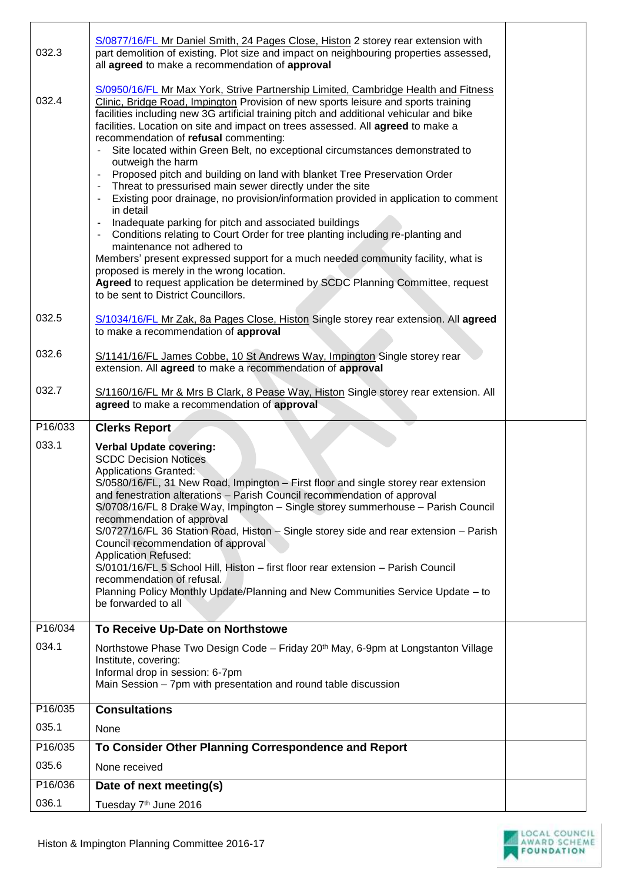| | | |
|---|---|---|
| 032.3 | S/0877/16/FL Mr Daniel Smith, 24 Pages Close, Histon 2 storey rear extension with part demolition of existing. Plot size and impact on neighbouring properties assessed, all **agreed** to make a recommendation of **approval** | |
| 032.4 | S/0950/16/FL Mr Max York, Strive Partnership Limited, Cambridge Health and Fitness Clinic, Bridge Road, Impington Provision of new sports leisure and sports training facilities including new 3G artificial training pitch and additional vehicular and bike facilities. Location on site and impact on trees assessed. All **agreed** to make a recommendation of **refusal** commenting:<br>- Site located within Green Belt, no exceptional circumstances demonstrated to outweigh the harm<br>- Proposed pitch and building on land with blanket Tree Preservation Order<br>- Threat to pressurised main sewer directly under the site<br>- Existing poor drainage, no provision/information provided in application to comment in detail<br>- Inadequate parking for pitch and associated buildings<br>- Conditions relating to Court Order for tree planting including re-planting and maintenance not adhered to<br>Members' present expressed support for a much needed community facility, what is proposed is merely in the wrong location.<br>**Agreed** to request application be determined by SCDC Planning Committee, request to be sent to District Councillors. | |
| 032.5 | S/1034/16/FL Mr Zak, 8a Pages Close, Histon Single storey rear extension. All **agreed** to make a recommendation of **approval** | |
| 032.6 | S/1141/16/FL James Cobbe, 10 St Andrews Way, Impington Single storey rear extension. All **agreed** to make a recommendation of **approval** | |
| 032.7 | S/1160/16/FL Mr & Mrs B Clark, 8 Pease Way, Histon Single storey rear extension. All **agreed** to make a recommendation of **approval** | |
| P16/033 | **Clerks Report** | |
| 033.1 | **Verbal Update covering:**<br>SCDC Decision Notices<br>Applications Granted:<br>S/0580/16/FL, 31 New Road, Impington – First floor and single storey rear extension and fenestration alterations – Parish Council recommendation of approval<br>S/0708/16/FL 8 Drake Way, Impington – Single storey summerhouse – Parish Council recommendation of approval<br>S/0727/16/FL 36 Station Road, Histon – Single storey side and rear extension – Parish Council recommendation of approval<br>Application Refused:<br>S/0101/16/FL 5 School Hill, Histon – first floor rear extension – Parish Council recommendation of refusal.<br>Planning Policy Monthly Update/Planning and New Communities Service Update – to be forwarded to all | |
| P16/034 | **To Receive Up-Date on Northstowe** | |
| 034.1 | Northstowe Phase Two Design Code – Friday 20th May, 6-9pm at Longstanton Village Institute, covering:<br>Informal drop in session: 6-7pm<br>Main Session – 7pm with presentation and round table discussion | |
| P16/035 | **Consultations** | |
| 035.1 | None | |
| P16/035 | **To Consider Other Planning Correspondence and Report** | |
| 035.6 | None received | |
| P16/036 | **Date of next meeting(s)** | |
| 036.1 | Tuesday 7th June 2016 | |

Histon & Impington Planning Committee 2016-17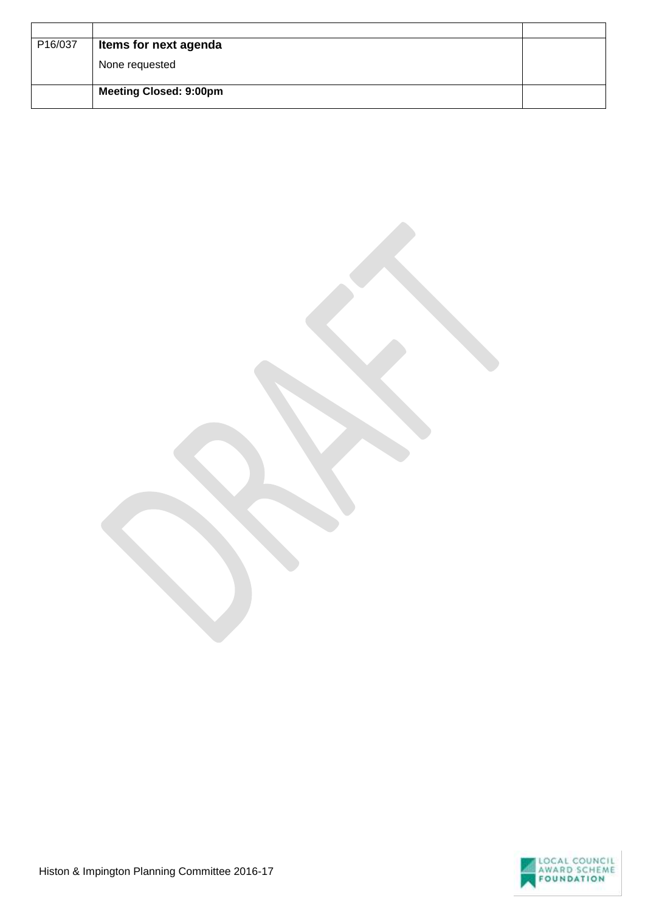| | | |
|---|---|---|
| P16/037 | **Items for next agenda**<br>None requested | |
| | **Meeting Closed: 9:00pm** | |